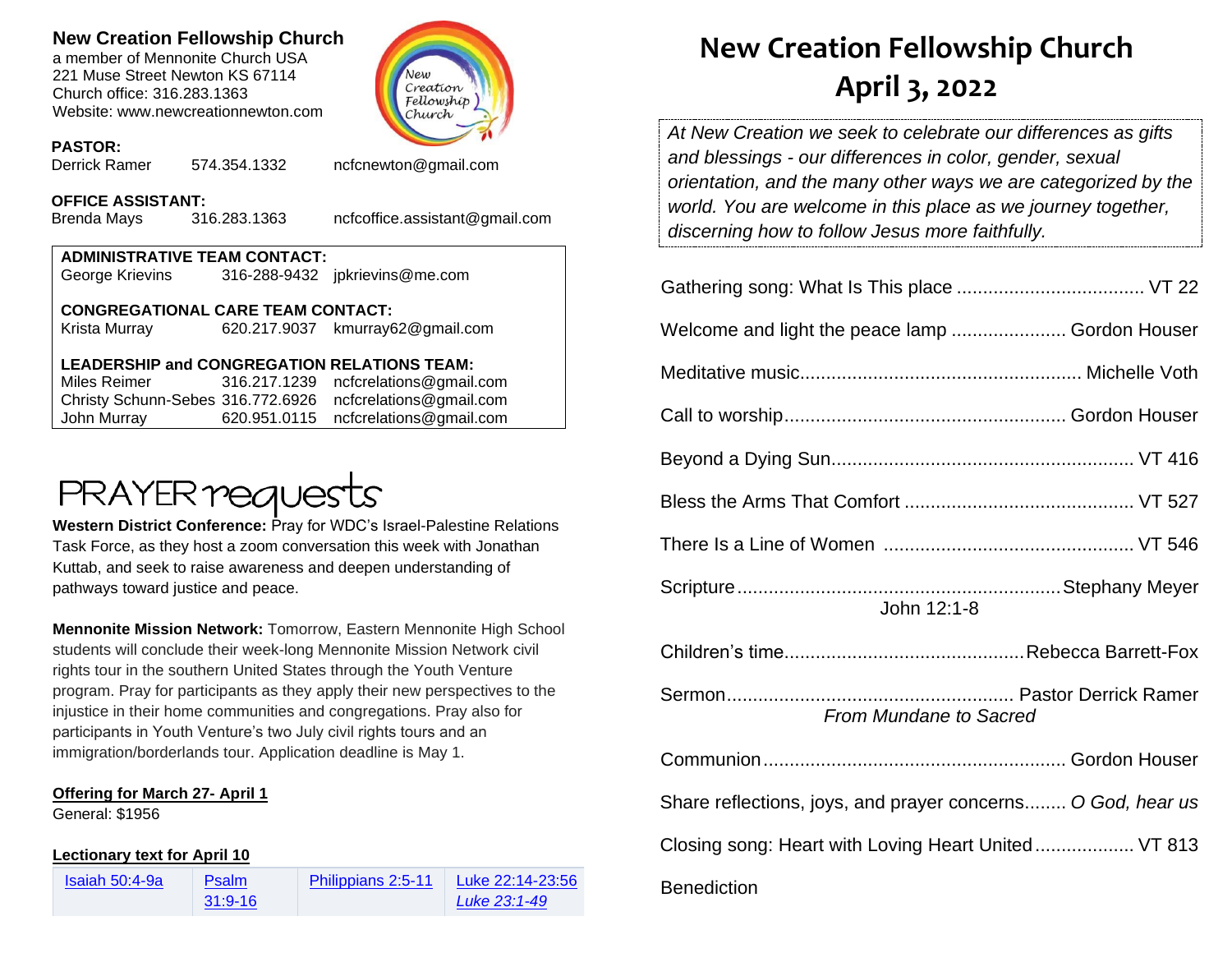**New Creation Fellowship Church**
a member of Mennonite Church USA
221 Muse Street Newton KS 67114
Church office: 316.283.1363
Website: www.newcreationnewton.com

**PASTOR:**
Derrick Ramer 574.354.1332 ncfcnewton@gmail.com

**OFFICE ASSISTANT:**
Brenda Mays 316.283.1363 ncfcoffice.assistant@gmail.com

**ADMINISTRATIVE TEAM CONTACT:**
George Krievins 316-288-9432 jpkrievins@me.com

**CONGREGATIONAL CARE TEAM CONTACT:**
Krista Murray 620.217.9037 kmurray62@gmail.com

**LEADERSHIP and CONGREGATION RELATIONS TEAM:**
Miles Reimer 316.217.1239 ncfcrelations@gmail.com
Christy Schunn-Sebes 316.772.6926 ncfcrelations@gmail.com
John Murray 620.951.0115 ncfcrelations@gmail.com

## PRAYER requests

**Western District Conference:** Pray for WDC's Israel-Palestine Relations Task Force, as they host a zoom conversation this week with Jonathan Kuttab, and seek to raise awareness and deepen understanding of pathways toward justice and peace.

**Mennonite Mission Network:** Tomorrow, Eastern Mennonite High School students will conclude their week-long Mennonite Mission Network civil rights tour in the southern United States through the Youth Venture program. Pray for participants as they apply their new perspectives to the injustice in their home communities and congregations. Pray also for participants in Youth Venture's two July civil rights tours and an immigration/borderlands tour. Application deadline is May 1.

**Offering for March 27- April 1**
General: $1956

**Lectionary text for April 10**

| Isaiah 50:4-9a | Psalm 31:9-16 | Philippians 2:5-11 | Luke 22:14-23:56 *Luke 23:1-49* |
|---|---|---|---|

# New Creation Fellowship Church
# April 3, 2022

*At New Creation we seek to celebrate our differences as gifts and blessings - our differences in color, gender, sexual orientation, and the many other ways we are categorized by the world. You are welcome in this place as we journey together, discerning how to follow Jesus more faithfully.*

Gathering song: What Is This place .................................... VT 22

Welcome and light the peace lamp ...................... Gordon Houser

Meditative music..................................................... Michelle Voth

Call to worship..................................................... Gordon Houser

Beyond a Dying Sun........................................................ VT 416

Bless the Arms That Comfort ........................................... VT 527

There Is a Line of Women ............................................... VT 546

Scripture............................................................Stephany Meyer
John 12:1-8

Children's time.............................................Rebecca Barrett-Fox

Sermon...................................................... Pastor Derrick Ramer
*From Mundane to Sacred*

Communion......................................................... Gordon Houser

Share reflections, joys, and prayer concerns........ *O God, hear us*

Closing song: Heart with Loving Heart United.................. VT 813

Benediction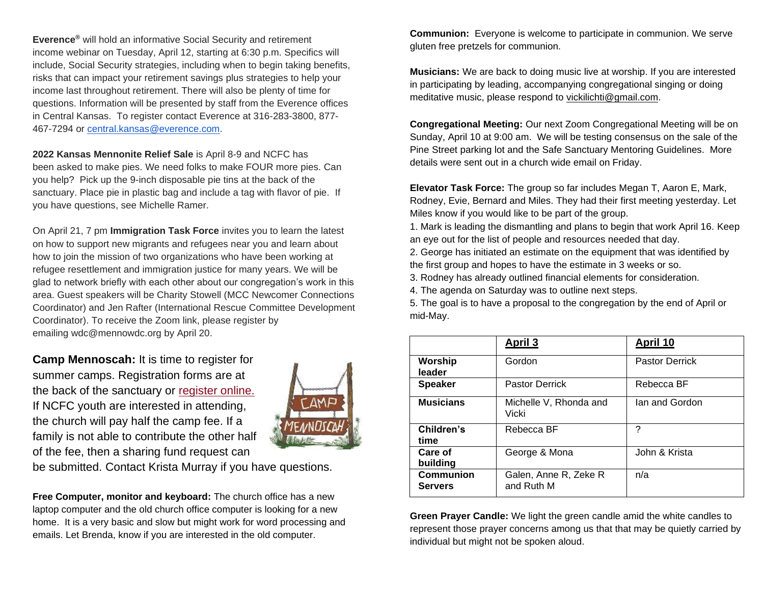**Everence**® will hold an informative Social Security and retirement income webinar on Tuesday, April 12, starting at 6:30 p.m. Specifics will include, Social Security strategies, including when to begin taking benefits, risks that can impact your retirement savings plus strategies to help your income last throughout retirement. There will also be plenty of time for questions. Information will be presented by staff from the Everence offices in Central Kansas. To register contact Everence at 316-283-3800, 877-467-7294 or central.kansas@everence.com.

**2022 Kansas Mennonite Relief Sale** is April 8-9 and NCFC has been asked to make pies. We need folks to make FOUR more pies. Can you help? Pick up the 9-inch disposable pie tins at the back of the sanctuary. Place pie in plastic bag and include a tag with flavor of pie. If you have questions, see Michelle Ramer.

On April 21, 7 pm **Immigration Task Force** invites you to learn the latest on how to support new migrants and refugees near you and learn about how to join the mission of two organizations who have been working at refugee resettlement and immigration justice for many years. We will be glad to network briefly with each other about our congregation's work in this area. Guest speakers will be Charity Stowell (MCC Newcomer Connections Coordinator) and Jen Rafter (International Rescue Committee Development Coordinator). To receive the Zoom link, please register by emailing wdc@mennowdc.org by April 20.

**Camp Mennoscah:** It is time to register for summer camps. Registration forms are at the back of the sanctuary or register online. If NCFC youth are interested in attending, the church will pay half the camp fee. If a family is not able to contribute the other half of the fee, then a sharing fund request can be submitted. Contact Krista Murray if you have questions.

**Free Computer, monitor and keyboard:** The church office has a new laptop computer and the old church office computer is looking for a new home. It is a very basic and slow but might work for word processing and emails. Let Brenda, know if you are interested in the old computer.

**Communion:** Everyone is welcome to participate in communion. We serve gluten free pretzels for communion.

**Musicians:** We are back to doing music live at worship. If you are interested in participating by leading, accompanying congregational singing or doing meditative music, please respond to vickilichti@gmail.com.

**Congregational Meeting:** Our next Zoom Congregational Meeting will be on Sunday, April 10 at 9:00 am. We will be testing consensus on the sale of the Pine Street parking lot and the Safe Sanctuary Mentoring Guidelines. More details were sent out in a church wide email on Friday.

**Elevator Task Force:** The group so far includes Megan T, Aaron E, Mark, Rodney, Evie, Bernard and Miles. They had their first meeting yesterday. Let Miles know if you would like to be part of the group.

1. Mark is leading the dismantling and plans to begin that work April 16. Keep an eye out for the list of people and resources needed that day.
2. George has initiated an estimate on the equipment that was identified by the first group and hopes to have the estimate in 3 weeks or so.
3. Rodney has already outlined financial elements for consideration.
4. The agenda on Saturday was to outline next steps.
5. The goal is to have a proposal to the congregation by the end of April or mid-May.

| | **April 3** | **April 10** |
|---|---|---|
| **Worship leader** | Gordon | Pastor Derrick |
| **Speaker** | Pastor Derrick | Rebecca BF |
| **Musicians** | Michelle V, Rhonda and Vicki | Ian and Gordon |
| **Children's time** | Rebecca BF | ? |
| **Care of building** | George & Mona | John & Krista |
| **Communion Servers** | Galen, Anne R, Zeke R and Ruth M | n/a |

**Green Prayer Candle:** We light the green candle amid the white candles to represent those prayer concerns among us that that may be quietly carried by individual but might not be spoken aloud.